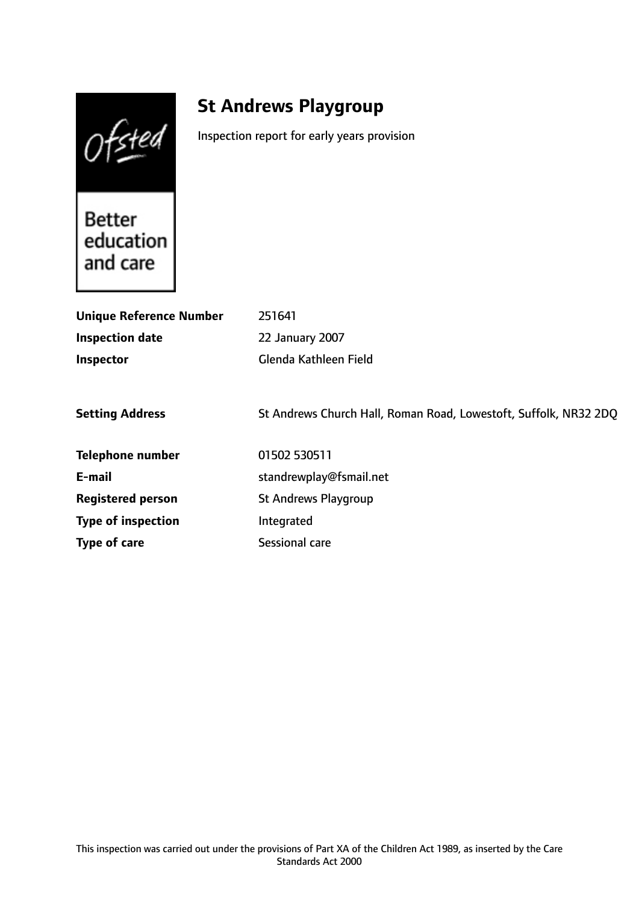Ofsted

Better education and care

# St Andrews Playgroup

Inspection report for early years provision

| | |
|---|---|
| **Unique Reference Number** | 251641 |
| **Inspection date** | 22 January 2007 |
| **Inspector** | Glenda Kathleen Field |
| | |
| **Setting Address** | St Andrews Church Hall, Roman Road, Lowestoft, Suffolk, NR32 2DQ |
| | |
| **Telephone number** | 01502 530511 |
| **E-mail** | standrewplay@fsmail.net |
| **Registered person** | St Andrews Playgroup |
| **Type of inspection** | Integrated |
| **Type of care** | Sessional care |

This inspection was carried out under the provisions of Part XA of the Children Act 1989, as inserted by the Care Standards Act 2000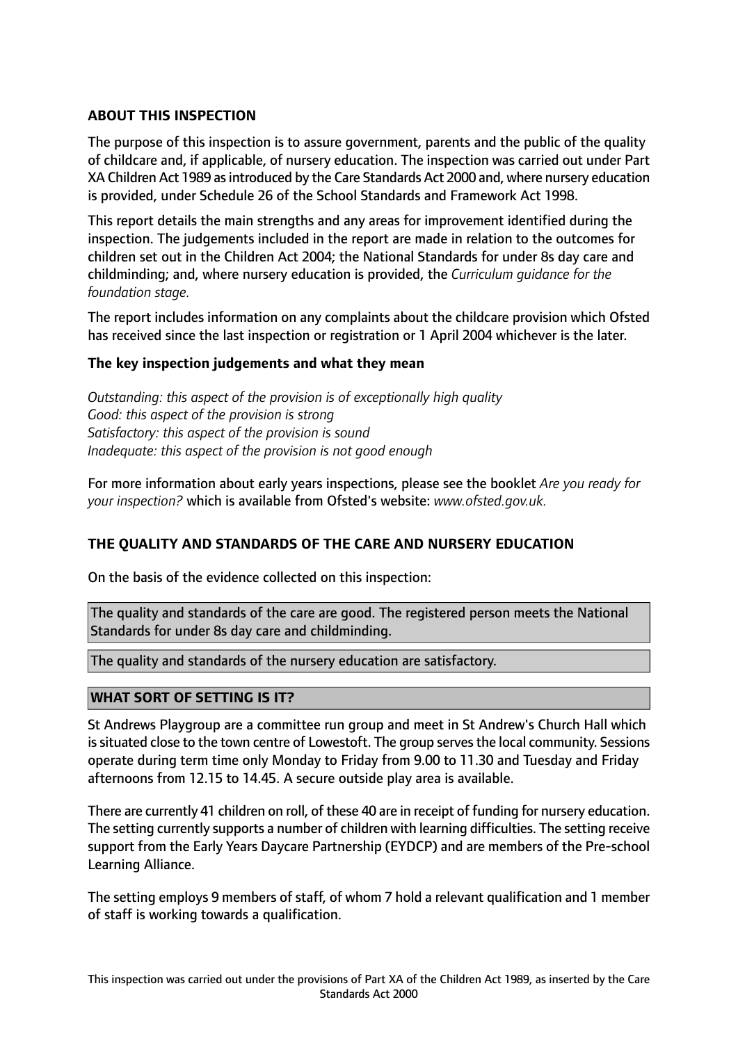## ABOUT THIS INSPECTION

The purpose of this inspection is to assure government, parents and the public of the quality of childcare and, if applicable, of nursery education. The inspection was carried out under Part XA Children Act 1989 as introduced by the Care Standards Act 2000 and, where nursery education is provided, under Schedule 26 of the School Standards and Framework Act 1998.

This report details the main strengths and any areas for improvement identified during the inspection. The judgements included in the report are made in relation to the outcomes for children set out in the Children Act 2004; the National Standards for under 8s day care and childminding; and, where nursery education is provided, the *Curriculum guidance for the foundation stage.*

The report includes information on any complaints about the childcare provision which Ofsted has received since the last inspection or registration or 1 April 2004 whichever is the later.

### The key inspection judgements and what they mean

*Outstanding: this aspect of the provision is of exceptionally high quality*
*Good: this aspect of the provision is strong*
*Satisfactory: this aspect of the provision is sound*
*Inadequate: this aspect of the provision is not good enough*

For more information about early years inspections, please see the booklet *Are you ready for your inspection?* which is available from Ofsted's website: *www.ofsted.gov.uk.*

## THE QUALITY AND STANDARDS OF THE CARE AND NURSERY EDUCATION

On the basis of the evidence collected on this inspection:

The quality and standards of the care are good. The registered person meets the National Standards for under 8s day care and childminding.

The quality and standards of the nursery education are satisfactory.

## WHAT SORT OF SETTING IS IT?

St Andrews Playgroup are a committee run group and meet in St Andrew's Church Hall which is situated close to the town centre of Lowestoft. The group serves the local community. Sessions operate during term time only Monday to Friday from 9.00 to 11.30 and Tuesday and Friday afternoons from 12.15 to 14.45. A secure outside play area is available.

There are currently 41 children on roll, of these 40 are in receipt of funding for nursery education. The setting currently supports a number of children with learning difficulties. The setting receive support from the Early Years Daycare Partnership (EYDCP) and are members of the Pre-school Learning Alliance.

The setting employs 9 members of staff, of whom 7 hold a relevant qualification and 1 member of staff is working towards a qualification.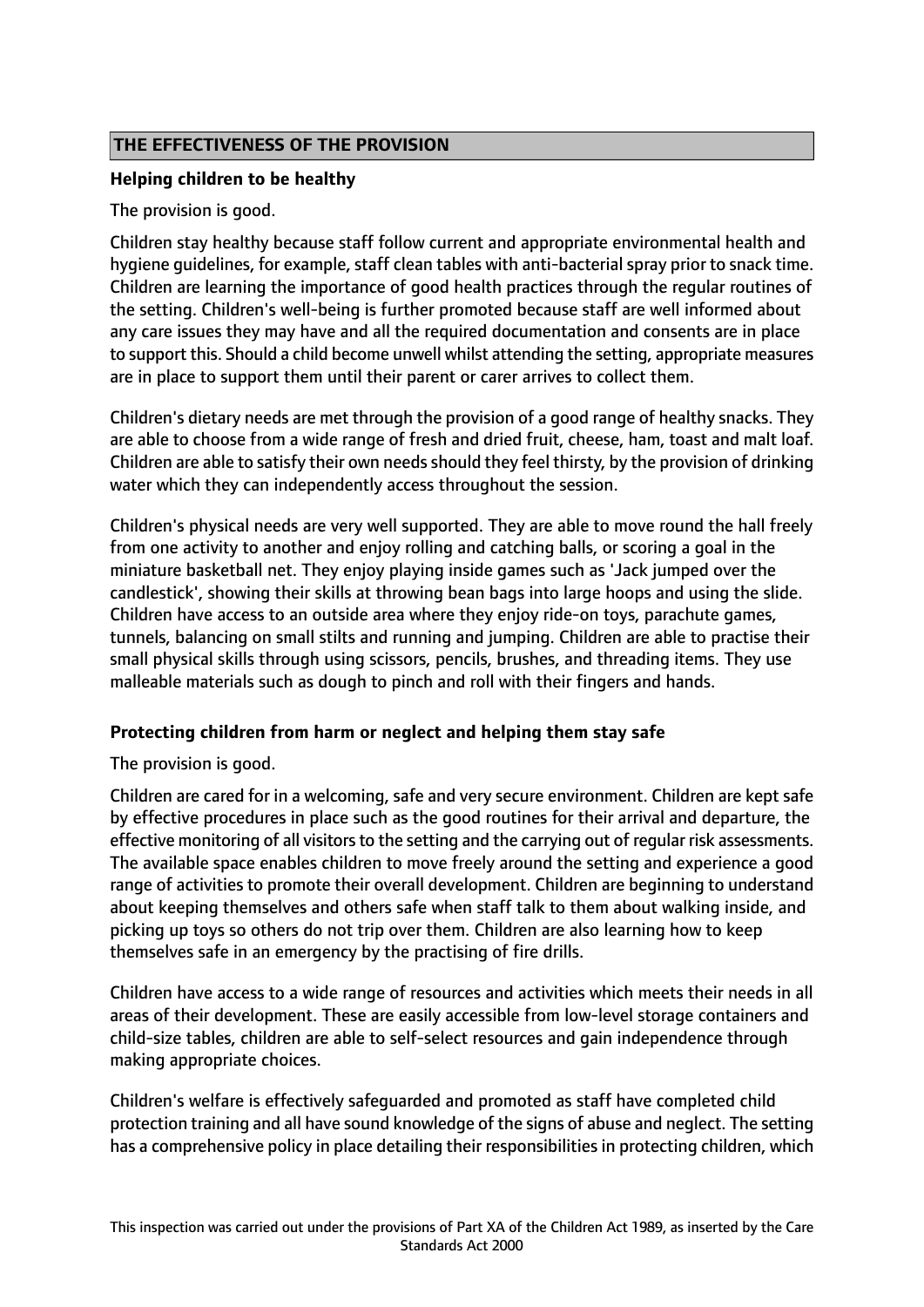## THE EFFECTIVENESS OF THE PROVISION

### Helping children to be healthy

The provision is good.

Children stay healthy because staff follow current and appropriate environmental health and hygiene guidelines, for example, staff clean tables with anti-bacterial spray prior to snack time. Children are learning the importance of good health practices through the regular routines of the setting. Children's well-being is further promoted because staff are well informed about any care issues they may have and all the required documentation and consents are in place to support this. Should a child become unwell whilst attending the setting, appropriate measures are in place to support them until their parent or carer arrives to collect them.

Children's dietary needs are met through the provision of a good range of healthy snacks. They are able to choose from a wide range of fresh and dried fruit, cheese, ham, toast and malt loaf. Children are able to satisfy their own needs should they feel thirsty, by the provision of drinking water which they can independently access throughout the session.

Children's physical needs are very well supported. They are able to move round the hall freely from one activity to another and enjoy rolling and catching balls, or scoring a goal in the miniature basketball net. They enjoy playing inside games such as 'Jack jumped over the candlestick', showing their skills at throwing bean bags into large hoops and using the slide. Children have access to an outside area where they enjoy ride-on toys, parachute games, tunnels, balancing on small stilts and running and jumping. Children are able to practise their small physical skills through using scissors, pencils, brushes, and threading items. They use malleable materials such as dough to pinch and roll with their fingers and hands.

### Protecting children from harm or neglect and helping them stay safe

The provision is good.

Children are cared for in a welcoming, safe and very secure environment. Children are kept safe by effective procedures in place such as the good routines for their arrival and departure, the effective monitoring of all visitors to the setting and the carrying out of regular risk assessments. The available space enables children to move freely around the setting and experience a good range of activities to promote their overall development. Children are beginning to understand about keeping themselves and others safe when staff talk to them about walking inside, and picking up toys so others do not trip over them. Children are also learning how to keep themselves safe in an emergency by the practising of fire drills.

Children have access to a wide range of resources and activities which meets their needs in all areas of their development. These are easily accessible from low-level storage containers and child-size tables, children are able to self-select resources and gain independence through making appropriate choices.

Children's welfare is effectively safeguarded and promoted as staff have completed child protection training and all have sound knowledge of the signs of abuse and neglect. The setting has a comprehensive policy in place detailing their responsibilities in protecting children, which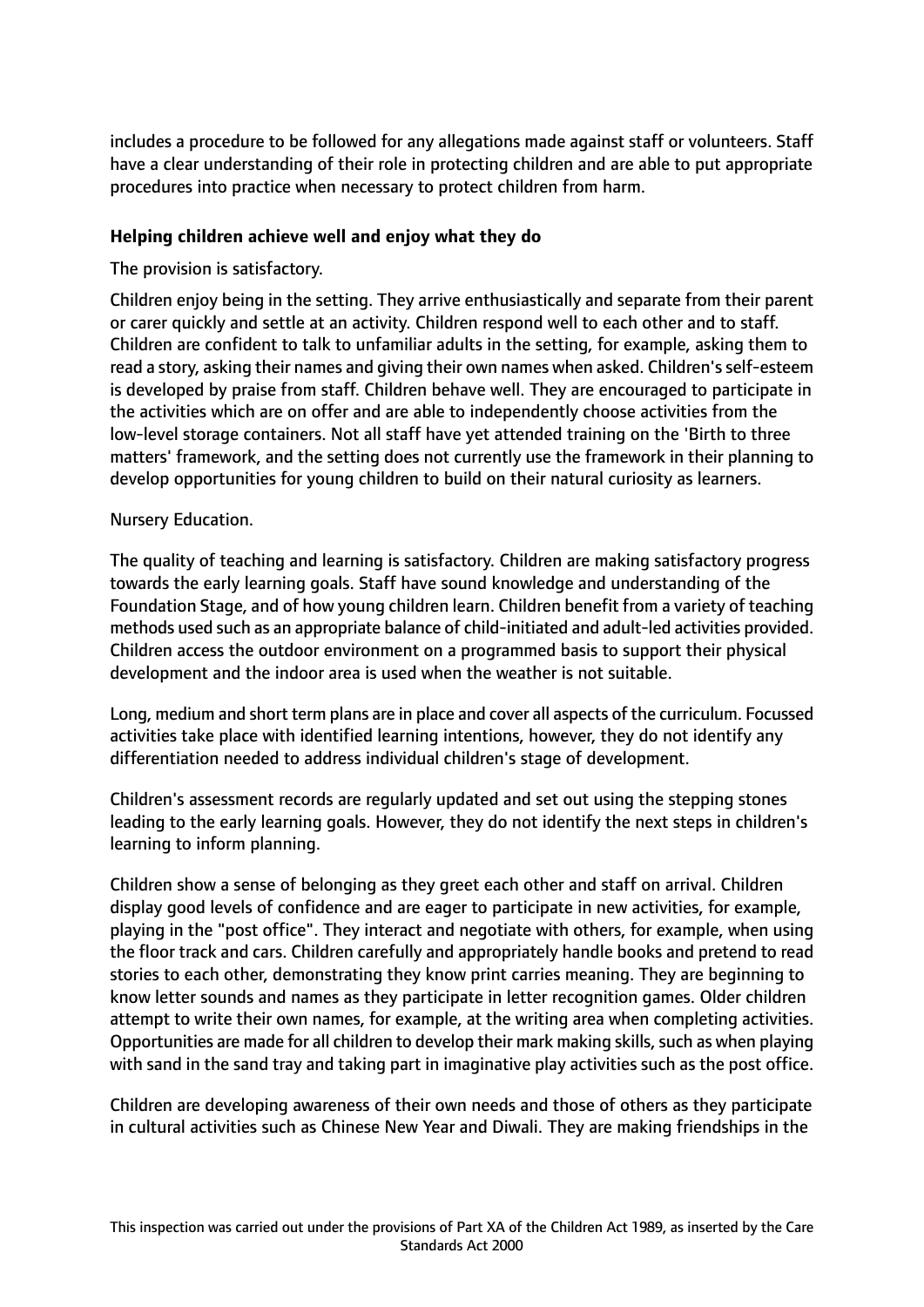includes a procedure to be followed for any allegations made against staff or volunteers. Staff have a clear understanding of their role in protecting children and are able to put appropriate procedures into practice when necessary to protect children from harm.

**Helping children achieve well and enjoy what they do**

The provision is satisfactory.

Children enjoy being in the setting. They arrive enthusiastically and separate from their parent or carer quickly and settle at an activity. Children respond well to each other and to staff. Children are confident to talk to unfamiliar adults in the setting, for example, asking them to read a story, asking their names and giving their own names when asked. Children's self-esteem is developed by praise from staff. Children behave well. They are encouraged to participate in the activities which are on offer and are able to independently choose activities from the low-level storage containers. Not all staff have yet attended training on the 'Birth to three matters' framework, and the setting does not currently use the framework in their planning to develop opportunities for young children to build on their natural curiosity as learners.

Nursery Education.

The quality of teaching and learning is satisfactory. Children are making satisfactory progress towards the early learning goals. Staff have sound knowledge and understanding of the Foundation Stage, and of how young children learn. Children benefit from a variety of teaching methods used such as an appropriate balance of child-initiated and adult-led activities provided. Children access the outdoor environment on a programmed basis to support their physical development and the indoor area is used when the weather is not suitable.

Long, medium and short term plans are in place and cover all aspects of the curriculum. Focussed activities take place with identified learning intentions, however, they do not identify any differentiation needed to address individual children's stage of development.

Children's assessment records are regularly updated and set out using the stepping stones leading to the early learning goals. However, they do not identify the next steps in children's learning to inform planning.

Children show a sense of belonging as they greet each other and staff on arrival. Children display good levels of confidence and are eager to participate in new activities, for example, playing in the "post office". They interact and negotiate with others, for example, when using the floor track and cars. Children carefully and appropriately handle books and pretend to read stories to each other, demonstrating they know print carries meaning. They are beginning to know letter sounds and names as they participate in letter recognition games. Older children attempt to write their own names, for example, at the writing area when completing activities. Opportunities are made for all children to develop their mark making skills, such as when playing with sand in the sand tray and taking part in imaginative play activities such as the post office.

Children are developing awareness of their own needs and those of others as they participate in cultural activities such as Chinese New Year and Diwali. They are making friendships in the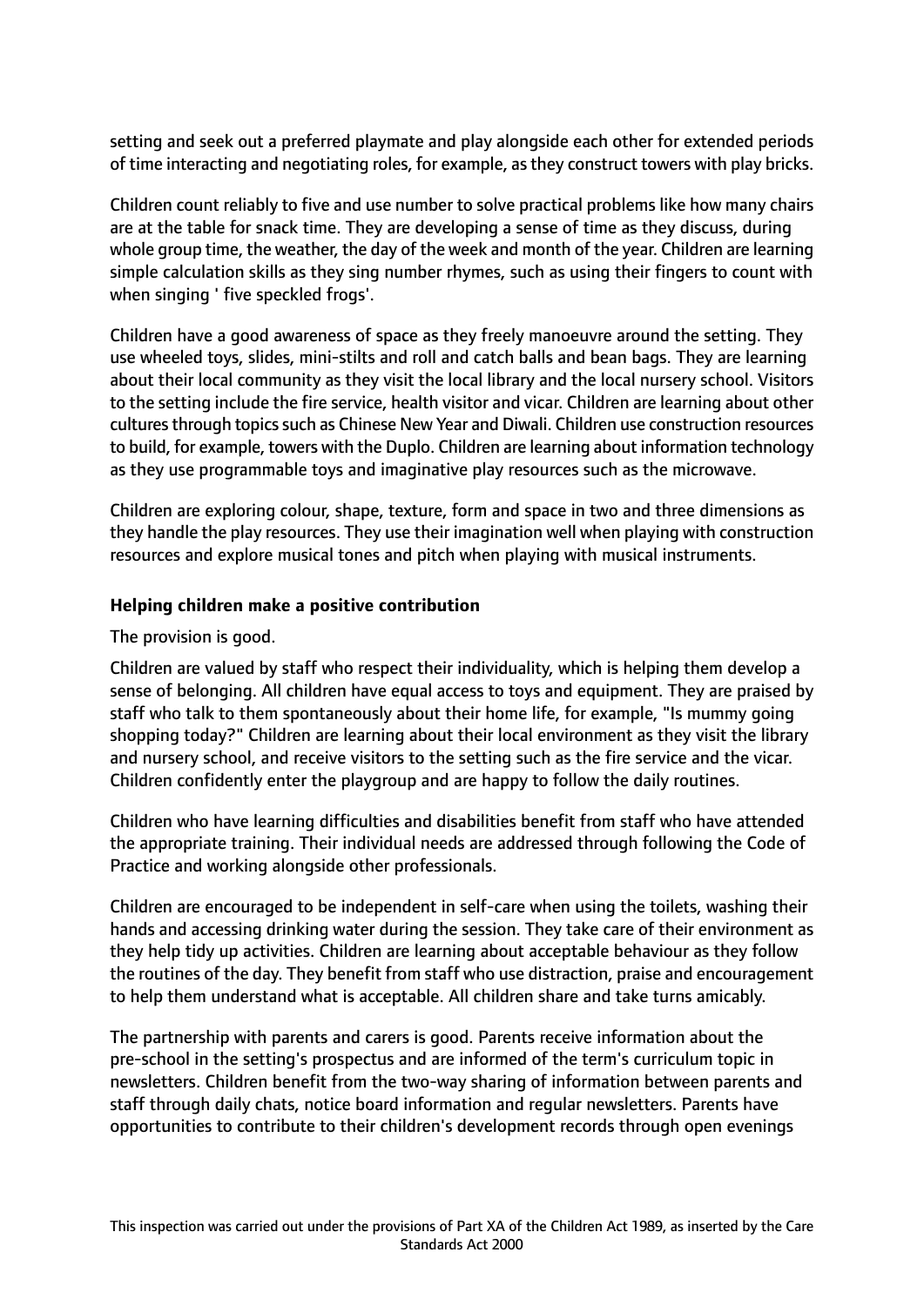setting and seek out a preferred playmate and play alongside each other for extended periods of time interacting and negotiating roles, for example, as they construct towers with play bricks.

Children count reliably to five and use number to solve practical problems like how many chairs are at the table for snack time. They are developing a sense of time as they discuss, during whole group time, the weather, the day of the week and month of the year. Children are learning simple calculation skills as they sing number rhymes, such as using their fingers to count with when singing ' five speckled frogs'.

Children have a good awareness of space as they freely manoeuvre around the setting. They use wheeled toys, slides, mini-stilts and roll and catch balls and bean bags. They are learning about their local community as they visit the local library and the local nursery school. Visitors to the setting include the fire service, health visitor and vicar. Children are learning about other cultures through topics such as Chinese New Year and Diwali. Children use construction resources to build, for example, towers with the Duplo. Children are learning about information technology as they use programmable toys and imaginative play resources such as the microwave.

Children are exploring colour, shape, texture, form and space in two and three dimensions as they handle the play resources. They use their imagination well when playing with construction resources and explore musical tones and pitch when playing with musical instruments.

**Helping children make a positive contribution**

The provision is good.

Children are valued by staff who respect their individuality, which is helping them develop a sense of belonging. All children have equal access to toys and equipment. They are praised by staff who talk to them spontaneously about their home life, for example, "Is mummy going shopping today?" Children are learning about their local environment as they visit the library and nursery school, and receive visitors to the setting such as the fire service and the vicar. Children confidently enter the playgroup and are happy to follow the daily routines.

Children who have learning difficulties and disabilities benefit from staff who have attended the appropriate training. Their individual needs are addressed through following the Code of Practice and working alongside other professionals.

Children are encouraged to be independent in self-care when using the toilets, washing their hands and accessing drinking water during the session. They take care of their environment as they help tidy up activities. Children are learning about acceptable behaviour as they follow the routines of the day. They benefit from staff who use distraction, praise and encouragement to help them understand what is acceptable. All children share and take turns amicably.

The partnership with parents and carers is good. Parents receive information about the pre-school in the setting's prospectus and are informed of the term's curriculum topic in newsletters. Children benefit from the two-way sharing of information between parents and staff through daily chats, notice board information and regular newsletters. Parents have opportunities to contribute to their children's development records through open evenings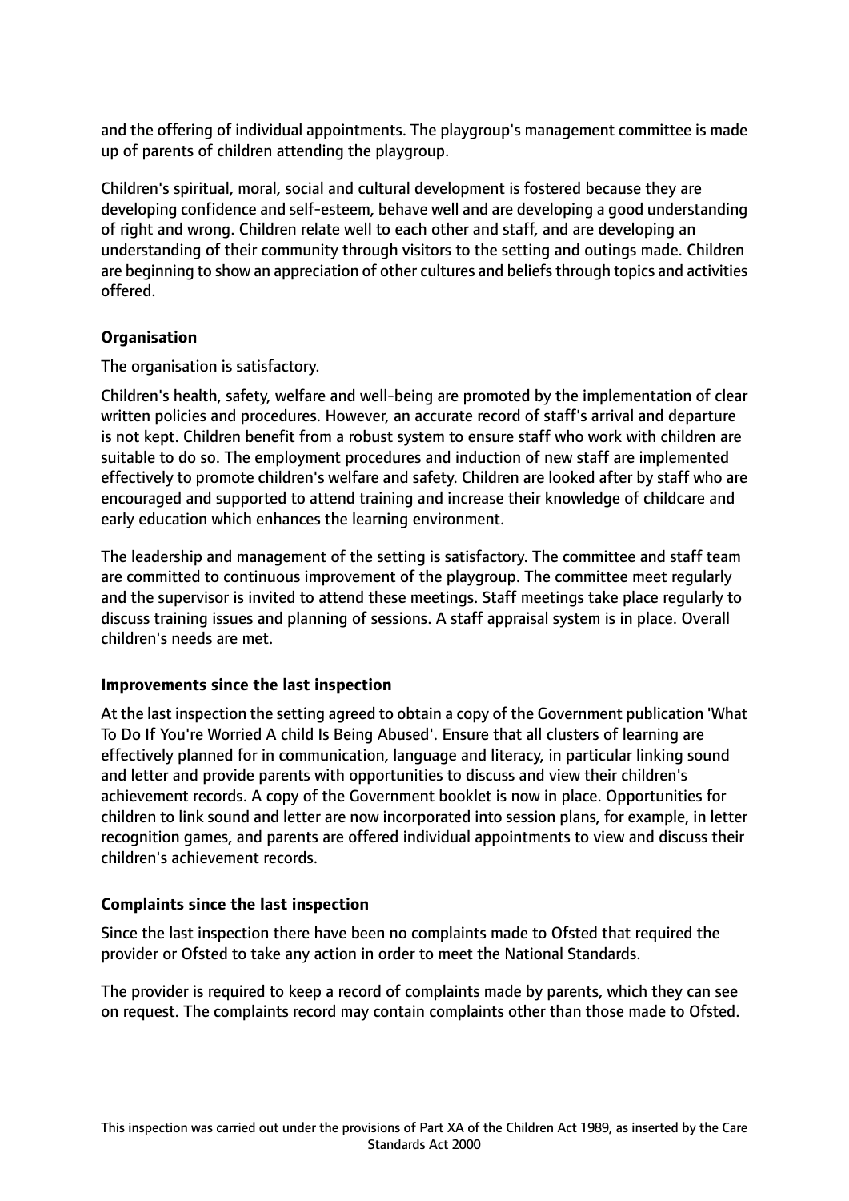and the offering of individual appointments. The playgroup's management committee is made up of parents of children attending the playgroup.

Children's spiritual, moral, social and cultural development is fostered because they are developing confidence and self-esteem, behave well and are developing a good understanding of right and wrong. Children relate well to each other and staff, and are developing an understanding of their community through visitors to the setting and outings made. Children are beginning to show an appreciation of other cultures and beliefs through topics and activities offered.

**Organisation**

The organisation is satisfactory.

Children's health, safety, welfare and well-being are promoted by the implementation of clear written policies and procedures. However, an accurate record of staff's arrival and departure is not kept. Children benefit from a robust system to ensure staff who work with children are suitable to do so. The employment procedures and induction of new staff are implemented effectively to promote children's welfare and safety. Children are looked after by staff who are encouraged and supported to attend training and increase their knowledge of childcare and early education which enhances the learning environment.

The leadership and management of the setting is satisfactory. The committee and staff team are committed to continuous improvement of the playgroup. The committee meet regularly and the supervisor is invited to attend these meetings. Staff meetings take place regularly to discuss training issues and planning of sessions. A staff appraisal system is in place. Overall children's needs are met.

**Improvements since the last inspection**

At the last inspection the setting agreed to obtain a copy of the Government publication 'What To Do If You're Worried A child Is Being Abused'. Ensure that all clusters of learning are effectively planned for in communication, language and literacy, in particular linking sound and letter and provide parents with opportunities to discuss and view their children's achievement records. A copy of the Government booklet is now in place. Opportunities for children to link sound and letter are now incorporated into session plans, for example, in letter recognition games, and parents are offered individual appointments to view and discuss their children's achievement records.

**Complaints since the last inspection**

Since the last inspection there have been no complaints made to Ofsted that required the provider or Ofsted to take any action in order to meet the National Standards.

The provider is required to keep a record of complaints made by parents, which they can see on request. The complaints record may contain complaints other than those made to Ofsted.

This inspection was carried out under the provisions of Part XA of the Children Act 1989, as inserted by the Care Standards Act 2000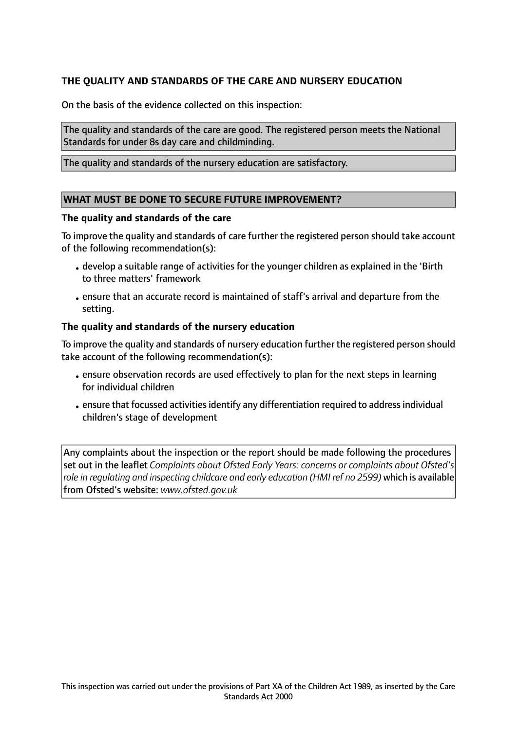## THE QUALITY AND STANDARDS OF THE CARE AND NURSERY EDUCATION

On the basis of the evidence collected on this inspection:

The quality and standards of the care are good. The registered person meets the National Standards for under 8s day care and childminding.

The quality and standards of the nursery education are satisfactory.

## WHAT MUST BE DONE TO SECURE FUTURE IMPROVEMENT?

### The quality and standards of the care

To improve the quality and standards of care further the registered person should take account of the following recommendation(s):

- develop a suitable range of activities for the younger children as explained in the 'Birth to three matters' framework
- ensure that an accurate record is maintained of staff's arrival and departure from the setting.

### The quality and standards of the nursery education

To improve the quality and standards of nursery education further the registered person should take account of the following recommendation(s):

- ensure observation records are used effectively to plan for the next steps in learning for individual children
- ensure that focussed activities identify any differentiation required to address individual children's stage of development

Any complaints about the inspection or the report should be made following the procedures set out in the leaflet *Complaints about Ofsted Early Years: concerns or complaints about Ofsted's role in regulating and inspecting childcare and early education (HMI ref no 2599)* which is available from Ofsted's website: *www.ofsted.gov.uk*

This inspection was carried out under the provisions of Part XA of the Children Act 1989, as inserted by the Care Standards Act 2000